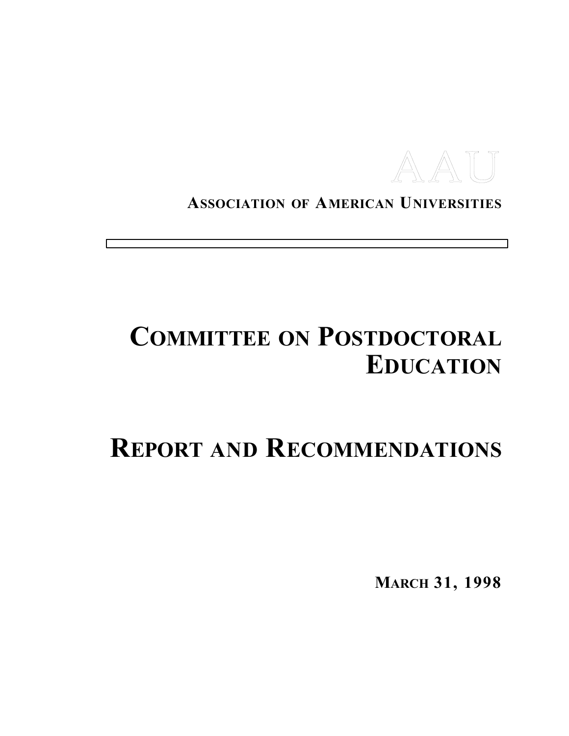AAU

**ASSOCIATION OF AMERICAN UNIVERSITIES**

# COMMITTEE ON POSTDOCTORAL EDUCATION

# REPORT AND RECOMMENDATIONS

**MARCH 31, 1998**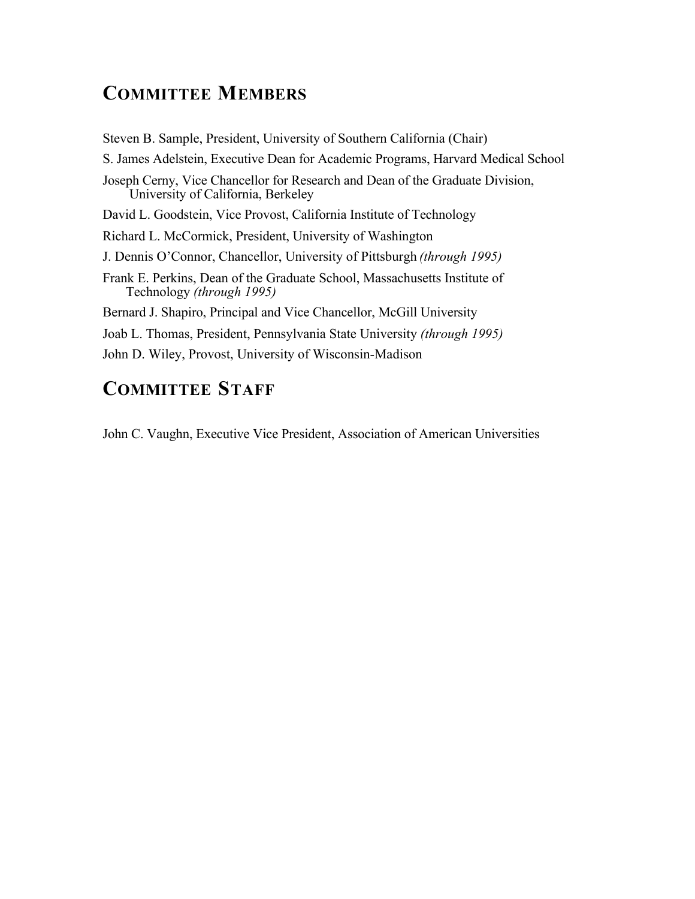## Committee Members

Steven B. Sample, President, University of Southern California (Chair)

S. James Adelstein, Executive Dean for Academic Programs, Harvard Medical School

Joseph Cerny, Vice Chancellor for Research and Dean of the Graduate Division, University of California, Berkeley

David L. Goodstein, Vice Provost, California Institute of Technology

Richard L. McCormick, President, University of Washington

J. Dennis O'Connor, Chancellor, University of Pittsburgh *(through 1995)*

Frank E. Perkins, Dean of the Graduate School, Massachusetts Institute of Technology *(through 1995)*

Bernard J. Shapiro, Principal and Vice Chancellor, McGill University

Joab L. Thomas, President, Pennsylvania State University *(through 1995)*

John D. Wiley, Provost, University of Wisconsin-Madison

## Committee Staff

John C. Vaughn, Executive Vice President, Association of American Universities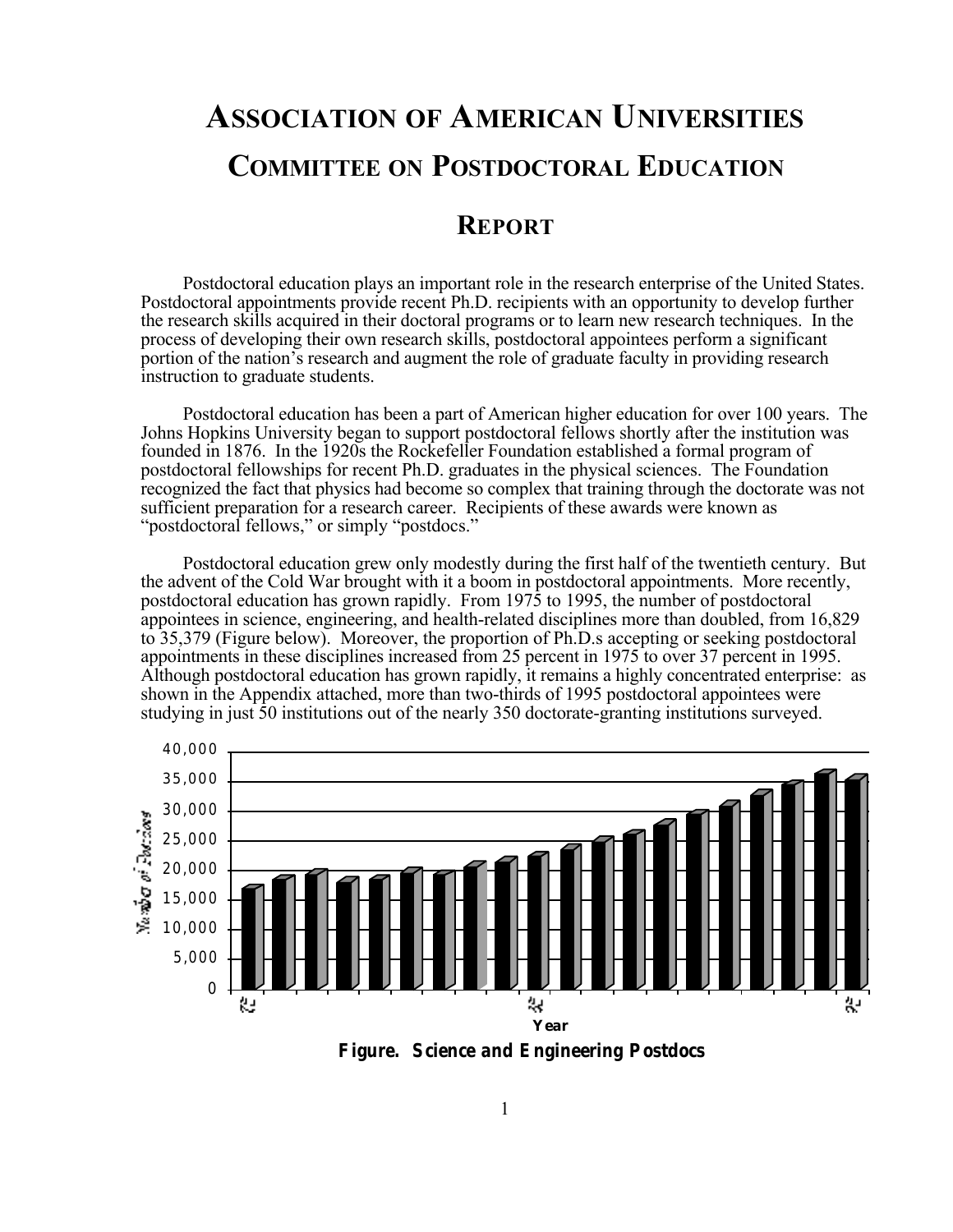# Association of American Universities

# Committee on Postdoctoral Education

## Report

Postdoctoral education plays an important role in the research enterprise of the United States. Postdoctoral appointments provide recent Ph.D. recipients with an opportunity to develop further the research skills acquired in their doctoral programs or to learn new research techniques. In the process of developing their own research skills, postdoctoral appointees perform a significant portion of the nation's research and augment the role of graduate faculty in providing research instruction to graduate students.

Postdoctoral education has been a part of American higher education for over 100 years. The Johns Hopkins University began to support postdoctoral fellows shortly after the institution was founded in 1876. In the 1920s the Rockefeller Foundation established a formal program of postdoctoral fellowships for recent Ph.D. graduates in the physical sciences. The Foundation recognized the fact that physics had become so complex that training through the doctorate was not sufficient preparation for a research career. Recipients of these awards were known as "postdoctoral fellows," or simply "postdocs."

Postdoctoral education grew only modestly during the first half of the twentieth century. But the advent of the Cold War brought with it a boom in postdoctoral appointments. More recently, postdoctoral education has grown rapidly. From 1975 to 1995, the number of postdoctoral appointees in science, engineering, and health-related disciplines more than doubled, from 16,829 to 35,379 (Figure below). Moreover, the proportion of Ph.D.s accepting or seeking postdoctoral appointments in these disciplines increased from 25 percent in 1975 to over 37 percent in 1995. Although postdoctoral education has grown rapidly, it remains a highly concentrated enterprise: as shown in the Appendix attached, more than two-thirds of 1995 postdoctoral appointees were studying in just 50 institutions out of the nearly 350 doctorate-granting institutions surveyed.

**Figure. Science and Engineering Postdocs**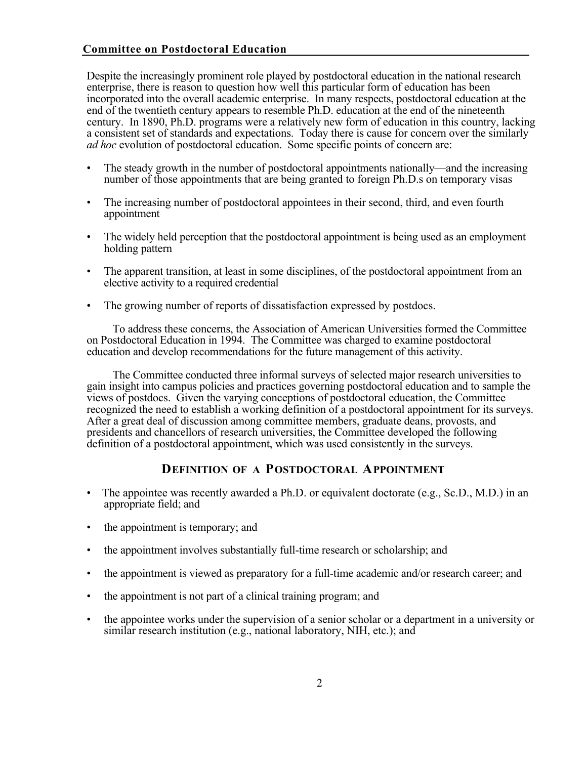Despite the increasingly prominent role played by postdoctoral education in the national research enterprise, there is reason to question how well this particular form of education has been incorporated into the overall academic enterprise. In many respects, postdoctoral education at the end of the twentieth century appears to resemble Ph.D. education at the end of the nineteenth century. In 1890, Ph.D. programs were a relatively new form of education in this country, lacking a consistent set of standards and expectations. Today there is cause for concern over the similarly *ad hoc* evolution of postdoctoral education. Some specific points of concern are:

- The steady growth in the number of postdoctoral appointments nationally—and the increasing number of those appointments that are being granted to foreign Ph.D.s on temporary visas
- The increasing number of postdoctoral appointees in their second, third, and even fourth appointment
- The widely held perception that the postdoctoral appointment is being used as an employment holding pattern
- The apparent transition, at least in some disciplines, of the postdoctoral appointment from an elective activity to a required credential
- The growing number of reports of dissatisfaction expressed by postdocs.

To address these concerns, the Association of American Universities formed the Committee on Postdoctoral Education in 1994. The Committee was charged to examine postdoctoral education and develop recommendations for the future management of this activity.

The Committee conducted three informal surveys of selected major research universities to gain insight into campus policies and practices governing postdoctoral education and to sample the views of postdocs. Given the varying conceptions of postdoctoral education, the Committee recognized the need to establish a working definition of a postdoctoral appointment for its surveys. After a great deal of discussion among committee members, graduate deans, provosts, and presidents and chancellors of research universities, the Committee developed the following definition of a postdoctoral appointment, which was used consistently in the surveys.

## Definition of a Postdoctoral Appointment

- The appointee was recently awarded a Ph.D. or equivalent doctorate (e.g., Sc.D., M.D.) in an appropriate field; and
- the appointment is temporary; and
- the appointment involves substantially full-time research or scholarship; and
- the appointment is viewed as preparatory for a full-time academic and/or research career; and
- the appointment is not part of a clinical training program; and
- the appointee works under the supervision of a senior scholar or a department in a university or similar research institution (e.g., national laboratory, NIH, etc.); and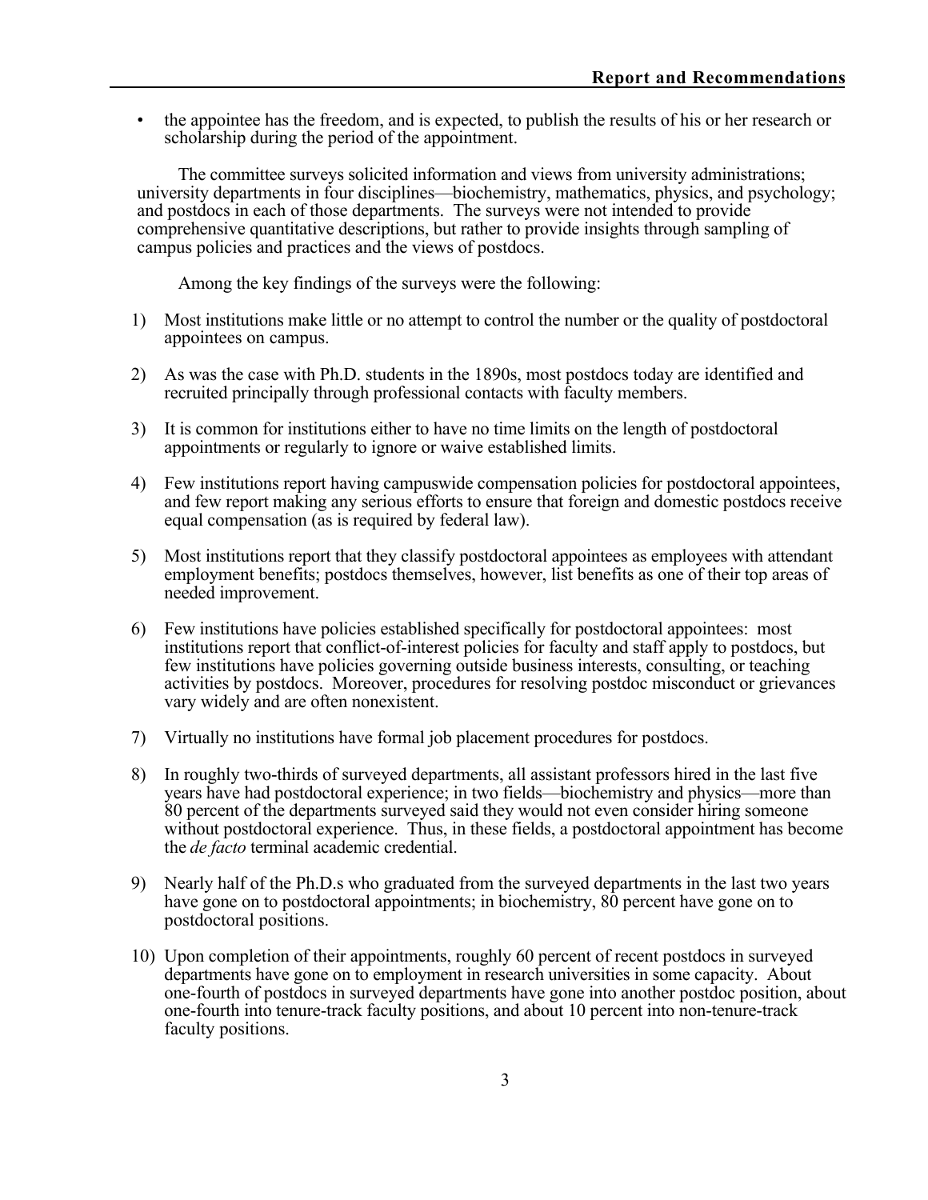- the appointee has the freedom, and is expected, to publish the results of his or her research or scholarship during the period of the appointment.

The committee surveys solicited information and views from university administrations; university departments in four disciplines—biochemistry, mathematics, physics, and psychology; and postdocs in each of those departments. The surveys were not intended to provide comprehensive quantitative descriptions, but rather to provide insights through sampling of campus policies and practices and the views of postdocs.

Among the key findings of the surveys were the following:

1) Most institutions make little or no attempt to control the number or the quality of postdoctoral appointees on campus.

2) As was the case with Ph.D. students in the 1890s, most postdocs today are identified and recruited principally through professional contacts with faculty members.

3) It is common for institutions either to have no time limits on the length of postdoctoral appointments or regularly to ignore or waive established limits.

4) Few institutions report having campuswide compensation policies for postdoctoral appointees, and few report making any serious efforts to ensure that foreign and domestic postdocs receive equal compensation (as is required by federal law).

5) Most institutions report that they classify postdoctoral appointees as employees with attendant employment benefits; postdocs themselves, however, list benefits as one of their top areas of needed improvement.

6) Few institutions have policies established specifically for postdoctoral appointees: most institutions report that conflict-of-interest policies for faculty and staff apply to postdocs, but few institutions have policies governing outside business interests, consulting, or teaching activities by postdocs. Moreover, procedures for resolving postdoc misconduct or grievances vary widely and are often nonexistent.

7) Virtually no institutions have formal job placement procedures for postdocs.

8) In roughly two-thirds of surveyed departments, all assistant professors hired in the last five years have had postdoctoral experience; in two fields—biochemistry and physics—more than 80 percent of the departments surveyed said they would not even consider hiring someone without postdoctoral experience. Thus, in these fields, a postdoctoral appointment has become the *de facto* terminal academic credential.

9) Nearly half of the Ph.D.s who graduated from the surveyed departments in the last two years have gone on to postdoctoral appointments; in biochemistry, 80 percent have gone on to postdoctoral positions.

10) Upon completion of their appointments, roughly 60 percent of recent postdocs in surveyed departments have gone on to employment in research universities in some capacity. About one-fourth of postdocs in surveyed departments have gone into another postdoc position, about one-fourth into tenure-track faculty positions, and about 10 percent into non-tenure-track faculty positions.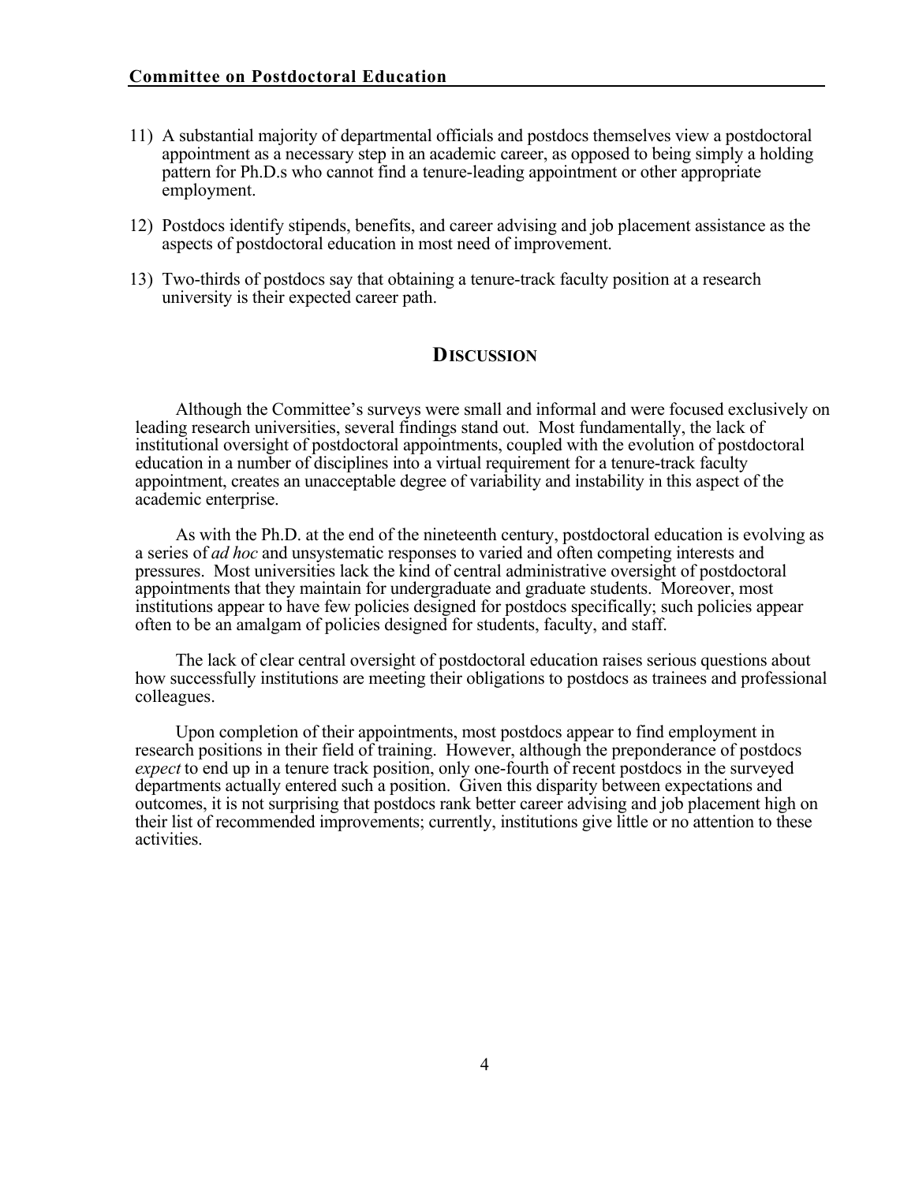11) A substantial majority of departmental officials and postdocs themselves view a postdoctoral appointment as a necessary step in an academic career, as opposed to being simply a holding pattern for Ph.D.s who cannot find a tenure-leading appointment or other appropriate employment.

12) Postdocs identify stipends, benefits, and career advising and job placement assistance as the aspects of postdoctoral education in most need of improvement.

13) Two-thirds of postdocs say that obtaining a tenure-track faculty position at a research university is their expected career path.

## DISCUSSION

Although the Committee's surveys were small and informal and were focused exclusively on leading research universities, several findings stand out. Most fundamentally, the lack of institutional oversight of postdoctoral appointments, coupled with the evolution of postdoctoral education in a number of disciplines into a virtual requirement for a tenure-track faculty appointment, creates an unacceptable degree of variability and instability in this aspect of the academic enterprise.

As with the Ph.D. at the end of the nineteenth century, postdoctoral education is evolving as a series of *ad hoc* and unsystematic responses to varied and often competing interests and pressures. Most universities lack the kind of central administrative oversight of postdoctoral appointments that they maintain for undergraduate and graduate students. Moreover, most institutions appear to have few policies designed for postdocs specifically; such policies appear often to be an amalgam of policies designed for students, faculty, and staff.

The lack of clear central oversight of postdoctoral education raises serious questions about how successfully institutions are meeting their obligations to postdocs as trainees and professional colleagues.

Upon completion of their appointments, most postdocs appear to find employment in research positions in their field of training. However, although the preponderance of postdocs *expect* to end up in a tenure track position, only one-fourth of recent postdocs in the surveyed departments actually entered such a position. Given this disparity between expectations and outcomes, it is not surprising that postdocs rank better career advising and job placement high on their list of recommended improvements; currently, institutions give little or no attention to these activities.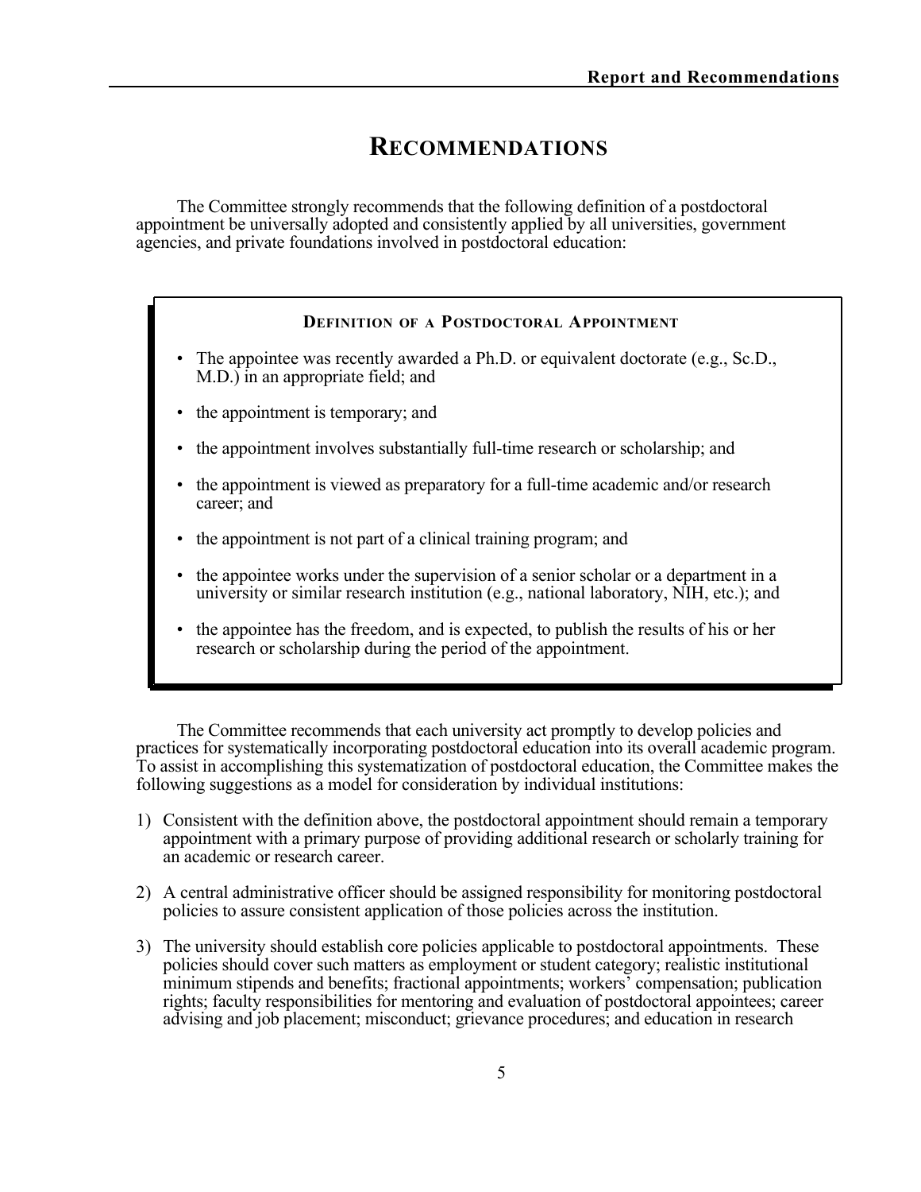# RECOMMENDATIONS

The Committee strongly recommends that the following definition of a postdoctoral appointment be universally adopted and consistently applied by all universities, government agencies, and private foundations involved in postdoctoral education:

**DEFINITION OF A POSTDOCTORAL APPOINTMENT**

- The appointee was recently awarded a Ph.D. or equivalent doctorate (e.g., Sc.D., M.D.) in an appropriate field; and
- the appointment is temporary; and
- the appointment involves substantially full-time research or scholarship; and
- the appointment is viewed as preparatory for a full-time academic and/or research career; and
- the appointment is not part of a clinical training program; and
- the appointee works under the supervision of a senior scholar or a department in a university or similar research institution (e.g., national laboratory, NIH, etc.); and
- the appointee has the freedom, and is expected, to publish the results of his or her research or scholarship during the period of the appointment.

The Committee recommends that each university act promptly to develop policies and practices for systematically incorporating postdoctoral education into its overall academic program. To assist in accomplishing this systematization of postdoctoral education, the Committee makes the following suggestions as a model for consideration by individual institutions:

1) Consistent with the definition above, the postdoctoral appointment should remain a temporary appointment with a primary purpose of providing additional research or scholarly training for an academic or research career.

2) A central administrative officer should be assigned responsibility for monitoring postdoctoral policies to assure consistent application of those policies across the institution.

3) The university should establish core policies applicable to postdoctoral appointments. These policies should cover such matters as employment or student category; realistic institutional minimum stipends and benefits; fractional appointments; workers' compensation; publication rights; faculty responsibilities for mentoring and evaluation of postdoctoral appointees; career advising and job placement; misconduct; grievance procedures; and education in research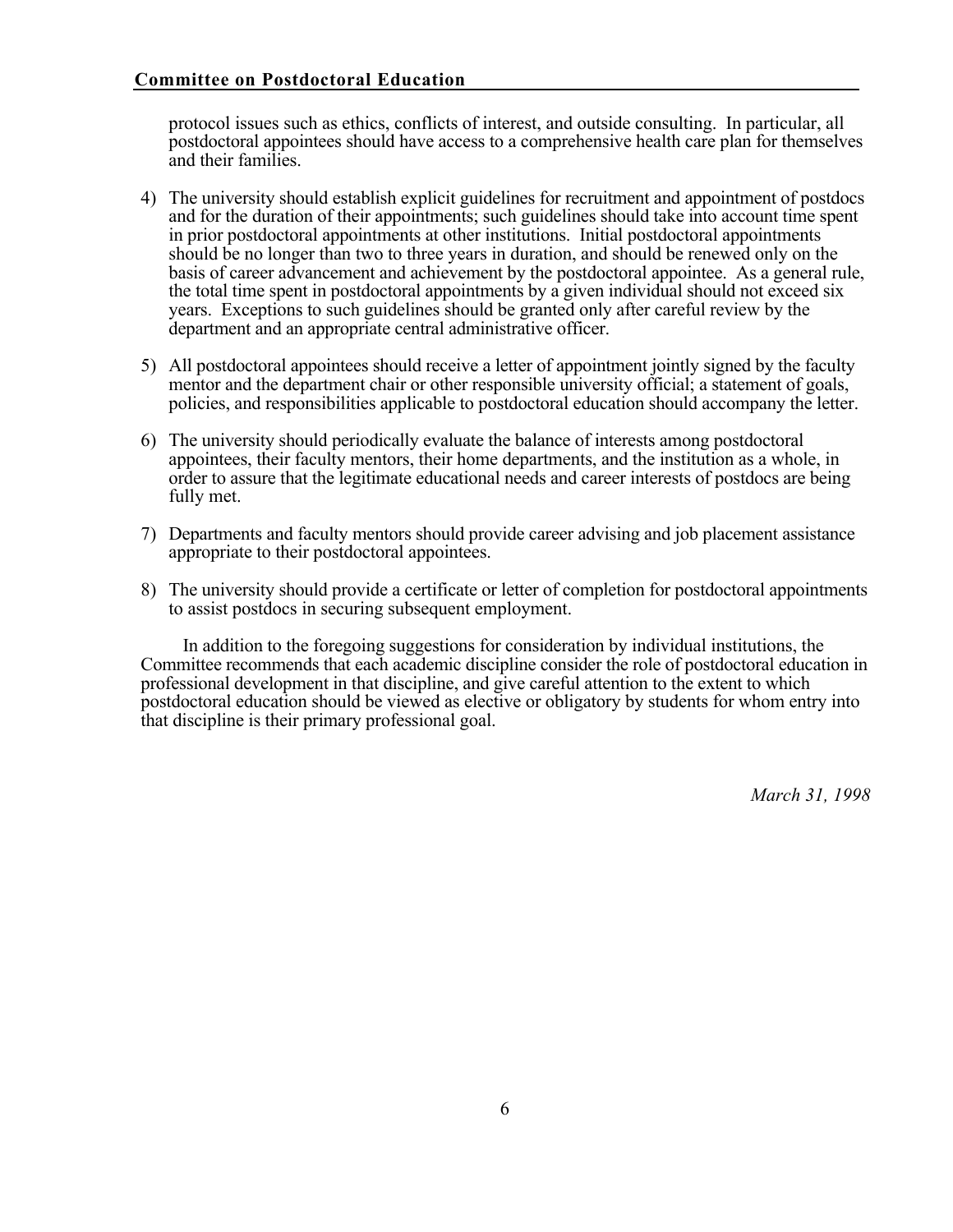protocol issues such as ethics, conflicts of interest, and outside consulting. In particular, all postdoctoral appointees should have access to a comprehensive health care plan for themselves and their families.

4) The university should establish explicit guidelines for recruitment and appointment of postdocs and for the duration of their appointments; such guidelines should take into account time spent in prior postdoctoral appointments at other institutions. Initial postdoctoral appointments should be no longer than two to three years in duration, and should be renewed only on the basis of career advancement and achievement by the postdoctoral appointee. As a general rule, the total time spent in postdoctoral appointments by a given individual should not exceed six years. Exceptions to such guidelines should be granted only after careful review by the department and an appropriate central administrative officer.

5) All postdoctoral appointees should receive a letter of appointment jointly signed by the faculty mentor and the department chair or other responsible university official; a statement of goals, policies, and responsibilities applicable to postdoctoral education should accompany the letter.

6) The university should periodically evaluate the balance of interests among postdoctoral appointees, their faculty mentors, their home departments, and the institution as a whole, in order to assure that the legitimate educational needs and career interests of postdocs are being fully met.

7) Departments and faculty mentors should provide career advising and job placement assistance appropriate to their postdoctoral appointees.

8) The university should provide a certificate or letter of completion for postdoctoral appointments to assist postdocs in securing subsequent employment.

In addition to the foregoing suggestions for consideration by individual institutions, the Committee recommends that each academic discipline consider the role of postdoctoral education in professional development in that discipline, and give careful attention to the extent to which postdoctoral education should be viewed as elective or obligatory by students for whom entry into that discipline is their primary professional goal.

*March 31, 1998*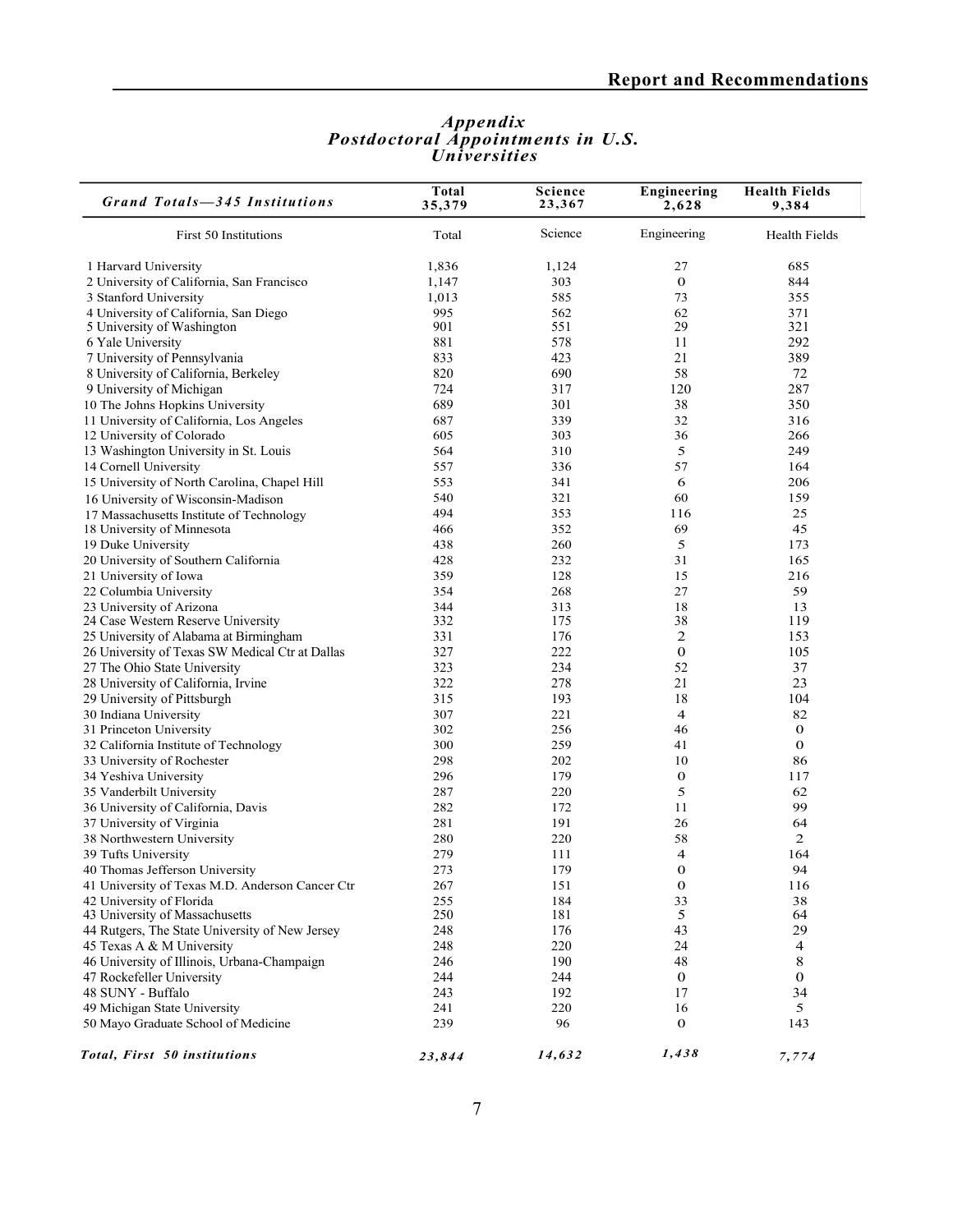## *Appendix*
## *Postdoctoral Appointments in U.S. Universities*

| *Grand Totals—345 Institutions* | Total 35,379 | Science 23,367 | Engineering 2,628 | Health Fields 9,384 |
|---|---|---|---|---|
| First 50 Institutions | Total | Science | Engineering | Health Fields |
| 1 Harvard University | 1,836 | 1,124 | 27 | 685 |
| 2 University of California, San Francisco | 1,147 | 303 | 0 | 844 |
| 3 Stanford University | 1,013 | 585 | 73 | 355 |
| 4 University of California, San Diego | 995 | 562 | 62 | 371 |
| 5 University of Washington | 901 | 551 | 29 | 321 |
| 6 Yale University | 881 | 578 | 11 | 292 |
| 7 University of Pennsylvania | 833 | 423 | 21 | 389 |
| 8 University of California, Berkeley | 820 | 690 | 58 | 72 |
| 9 University of Michigan | 724 | 317 | 120 | 287 |
| 10 The Johns Hopkins University | 689 | 301 | 38 | 350 |
| 11 University of California, Los Angeles | 687 | 339 | 32 | 316 |
| 12 University of Colorado | 605 | 303 | 36 | 266 |
| 13 Washington University in St. Louis | 564 | 310 | 5 | 249 |
| 14 Cornell University | 557 | 336 | 57 | 164 |
| 15 University of North Carolina, Chapel Hill | 553 | 341 | 6 | 206 |
| 16 University of Wisconsin-Madison | 540 | 321 | 60 | 159 |
| 17 Massachusetts Institute of Technology | 494 | 353 | 116 | 25 |
| 18 University of Minnesota | 466 | 352 | 69 | 45 |
| 19 Duke University | 438 | 260 | 5 | 173 |
| 20 University of Southern California | 428 | 232 | 31 | 165 |
| 21 University of Iowa | 359 | 128 | 15 | 216 |
| 22 Columbia University | 354 | 268 | 27 | 59 |
| 23 University of Arizona | 344 | 313 | 18 | 13 |
| 24 Case Western Reserve University | 332 | 175 | 38 | 119 |
| 25 University of Alabama at Birmingham | 331 | 176 | 2 | 153 |
| 26 University of Texas SW Medical Ctr at Dallas | 327 | 222 | 0 | 105 |
| 27 The Ohio State University | 323 | 234 | 52 | 37 |
| 28 University of California, Irvine | 322 | 278 | 21 | 23 |
| 29 University of Pittsburgh | 315 | 193 | 18 | 104 |
| 30 Indiana University | 307 | 221 | 4 | 82 |
| 31 Princeton University | 302 | 256 | 46 | 0 |
| 32 California Institute of Technology | 300 | 259 | 41 | 0 |
| 33 University of Rochester | 298 | 202 | 10 | 86 |
| 34 Yeshiva University | 296 | 179 | 0 | 117 |
| 35 Vanderbilt University | 287 | 220 | 5 | 62 |
| 36 University of California, Davis | 282 | 172 | 11 | 99 |
| 37 University of Virginia | 281 | 191 | 26 | 64 |
| 38 Northwestern University | 280 | 220 | 58 | 2 |
| 39 Tufts University | 279 | 111 | 4 | 164 |
| 40 Thomas Jefferson University | 273 | 179 | 0 | 94 |
| 41 University of Texas M.D. Anderson Cancer Ctr | 267 | 151 | 0 | 116 |
| 42 University of Florida | 255 | 184 | 33 | 38 |
| 43 University of Massachusetts | 250 | 181 | 5 | 64 |
| 44 Rutgers, The State University of New Jersey | 248 | 176 | 43 | 29 |
| 45 Texas A & M University | 248 | 220 | 24 | 4 |
| 46 University of Illinois, Urbana-Champaign | 246 | 190 | 48 | 8 |
| 47 Rockefeller University | 244 | 244 | 0 | 0 |
| 48 SUNY - Buffalo | 243 | 192 | 17 | 34 |
| 49 Michigan State University | 241 | 220 | 16 | 5 |
| 50 Mayo Graduate School of Medicine | 239 | 96 | 0 | 143 |
| ***Total, First 50 institutions*** | ***23,844*** | ***14,632*** | ***1,438*** | ***7,774*** |